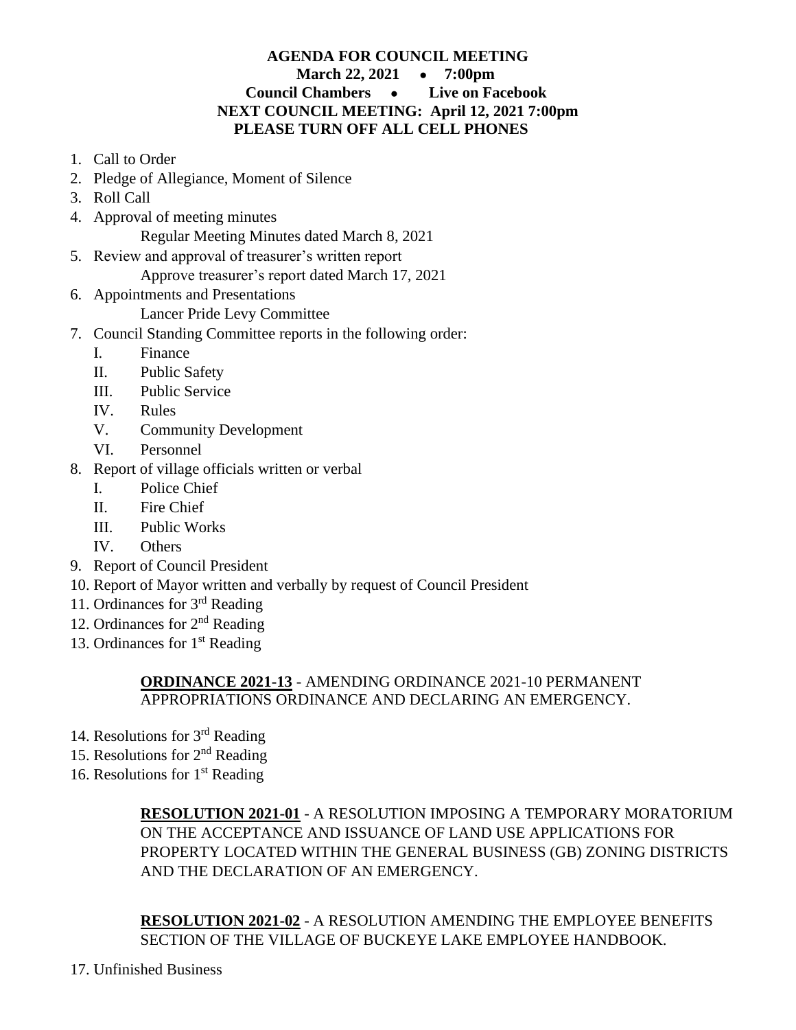**AGENDA FOR COUNCIL MEETING**
**March 22, 2021 • 7:00pm**
**Council Chambers • Live on Facebook**
**NEXT COUNCIL MEETING: April 12, 2021 7:00pm**
**PLEASE TURN OFF ALL CELL PHONES**

1. Call to Order
2. Pledge of Allegiance, Moment of Silence
3. Roll Call
4. Approval of meeting minutes
   Regular Meeting Minutes dated March 8, 2021
5. Review and approval of treasurer's written report
   Approve treasurer's report dated March 17, 2021
6. Appointments and Presentations
   Lancer Pride Levy Committee
7. Council Standing Committee reports in the following order:
   I. Finance
   II. Public Safety
   III. Public Service
   IV. Rules
   V. Community Development
   VI. Personnel
8. Report of village officials written or verbal
   I. Police Chief
   II. Fire Chief
   III. Public Works
   IV. Others
9. Report of Council President
10. Report of Mayor written and verbally by request of Council President
11. Ordinances for 3rd Reading
12. Ordinances for 2nd Reading
13. Ordinances for 1st Reading

    **ORDINANCE 2021-13** - AMENDING ORDINANCE 2021-10 PERMANENT APPROPRIATIONS ORDINANCE AND DECLARING AN EMERGENCY.

14. Resolutions for 3rd Reading
15. Resolutions for 2nd Reading
16. Resolutions for 1st Reading

    **RESOLUTION 2021-01** - A RESOLUTION IMPOSING A TEMPORARY MORATORIUM ON THE ACCEPTANCE AND ISSUANCE OF LAND USE APPLICATIONS FOR PROPERTY LOCATED WITHIN THE GENERAL BUSINESS (GB) ZONING DISTRICTS AND THE DECLARATION OF AN EMERGENCY.

    **RESOLUTION 2021-02** - A RESOLUTION AMENDING THE EMPLOYEE BENEFITS SECTION OF THE VILLAGE OF BUCKEYE LAKE EMPLOYEE HANDBOOK.

17. Unfinished Business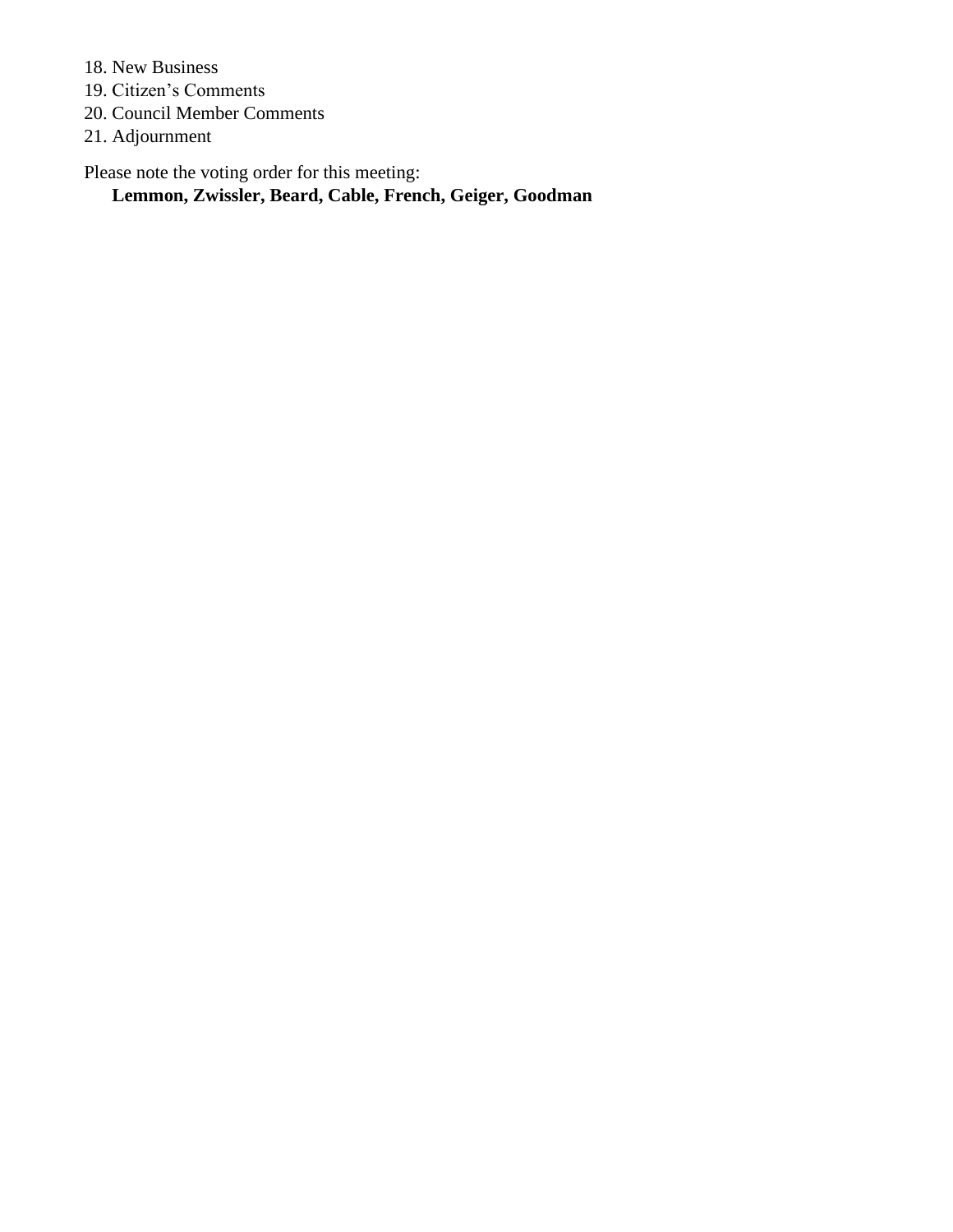18. New Business
19. Citizen’s Comments
20. Council Member Comments
21. Adjournment

Please note the voting order for this meeting:

**Lemmon, Zwissler, Beard, Cable, French, Geiger, Goodman**